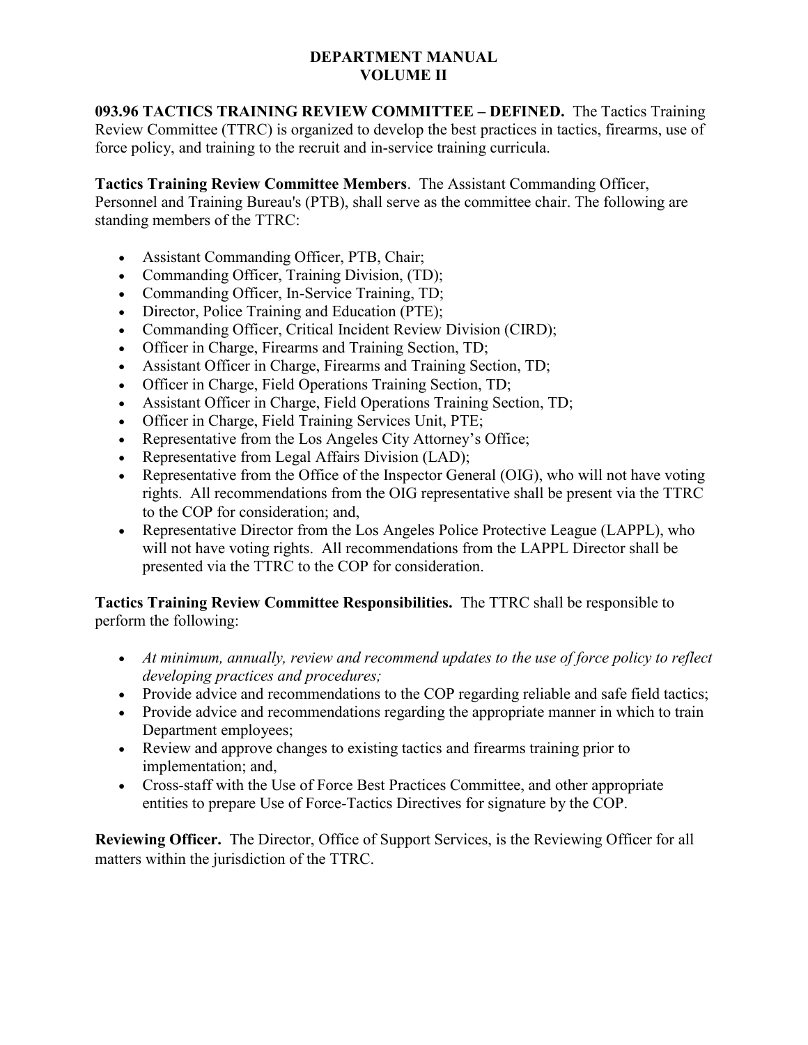**DEPARTMENT MANUAL**
**VOLUME II**

**093.96 TACTICS TRAINING REVIEW COMMITTEE – DEFINED.** The Tactics Training Review Committee (TTRC) is organized to develop the best practices in tactics, firearms, use of force policy, and training to the recruit and in-service training curricula.

**Tactics Training Review Committee Members**. The Assistant Commanding Officer, Personnel and Training Bureau's (PTB), shall serve as the committee chair. The following are standing members of the TTRC:

- Assistant Commanding Officer, PTB, Chair;
- Commanding Officer, Training Division, (TD);
- Commanding Officer, In-Service Training, TD;
- Director, Police Training and Education (PTE);
- Commanding Officer, Critical Incident Review Division (CIRD);
- Officer in Charge, Firearms and Training Section, TD;
- Assistant Officer in Charge, Firearms and Training Section, TD;
- Officer in Charge, Field Operations Training Section, TD;
- Assistant Officer in Charge, Field Operations Training Section, TD;
- Officer in Charge, Field Training Services Unit, PTE;
- Representative from the Los Angeles City Attorney's Office;
- Representative from Legal Affairs Division (LAD);
- Representative from the Office of the Inspector General (OIG), who will not have voting rights. All recommendations from the OIG representative shall be present via the TTRC to the COP for consideration; and,
- Representative Director from the Los Angeles Police Protective League (LAPPL), who will not have voting rights. All recommendations from the LAPPL Director shall be presented via the TTRC to the COP for consideration.

**Tactics Training Review Committee Responsibilities.** The TTRC shall be responsible to perform the following:

- *At minimum, annually, review and recommend updates to the use of force policy to reflect developing practices and procedures;*
- Provide advice and recommendations to the COP regarding reliable and safe field tactics;
- Provide advice and recommendations regarding the appropriate manner in which to train Department employees;
- Review and approve changes to existing tactics and firearms training prior to implementation; and,
- Cross-staff with the Use of Force Best Practices Committee, and other appropriate entities to prepare Use of Force-Tactics Directives for signature by the COP.

**Reviewing Officer.** The Director, Office of Support Services, is the Reviewing Officer for all matters within the jurisdiction of the TTRC.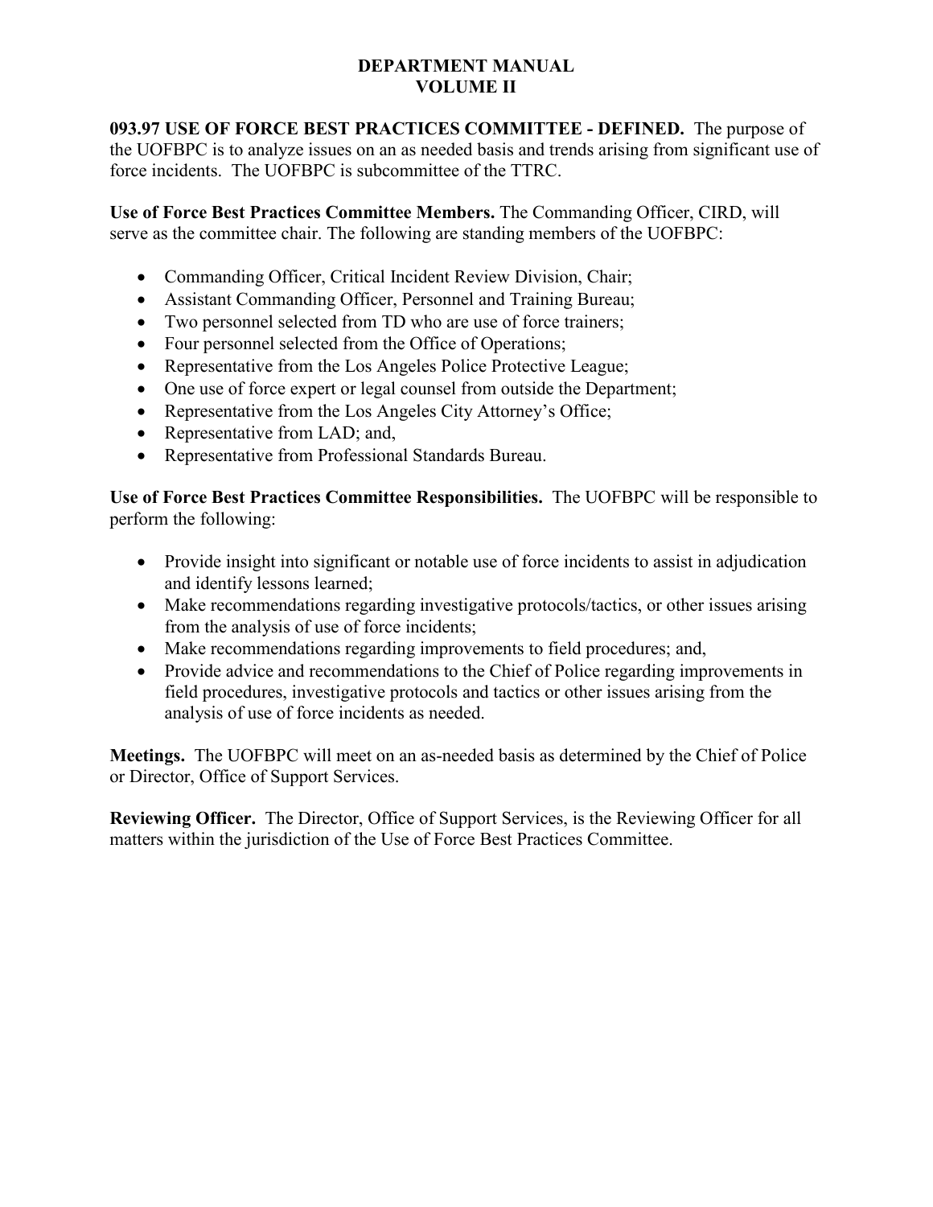**DEPARTMENT MANUAL**
**VOLUME II**

**093.97 USE OF FORCE BEST PRACTICES COMMITTEE - DEFINED.** The purpose of the UOFBPC is to analyze issues on an as needed basis and trends arising from significant use of force incidents. The UOFBPC is subcommittee of the TTRC.

**Use of Force Best Practices Committee Members.** The Commanding Officer, CIRD, will serve as the committee chair. The following are standing members of the UOFBPC:

- Commanding Officer, Critical Incident Review Division, Chair;
- Assistant Commanding Officer, Personnel and Training Bureau;
- Two personnel selected from TD who are use of force trainers;
- Four personnel selected from the Office of Operations;
- Representative from the Los Angeles Police Protective League;
- One use of force expert or legal counsel from outside the Department;
- Representative from the Los Angeles City Attorney's Office;
- Representative from LAD; and,
- Representative from Professional Standards Bureau.

**Use of Force Best Practices Committee Responsibilities.** The UOFBPC will be responsible to perform the following:

- Provide insight into significant or notable use of force incidents to assist in adjudication and identify lessons learned;
- Make recommendations regarding investigative protocols/tactics, or other issues arising from the analysis of use of force incidents;
- Make recommendations regarding improvements to field procedures; and,
- Provide advice and recommendations to the Chief of Police regarding improvements in field procedures, investigative protocols and tactics or other issues arising from the analysis of use of force incidents as needed.

**Meetings.** The UOFBPC will meet on an as-needed basis as determined by the Chief of Police or Director, Office of Support Services.

**Reviewing Officer.** The Director, Office of Support Services, is the Reviewing Officer for all matters within the jurisdiction of the Use of Force Best Practices Committee.